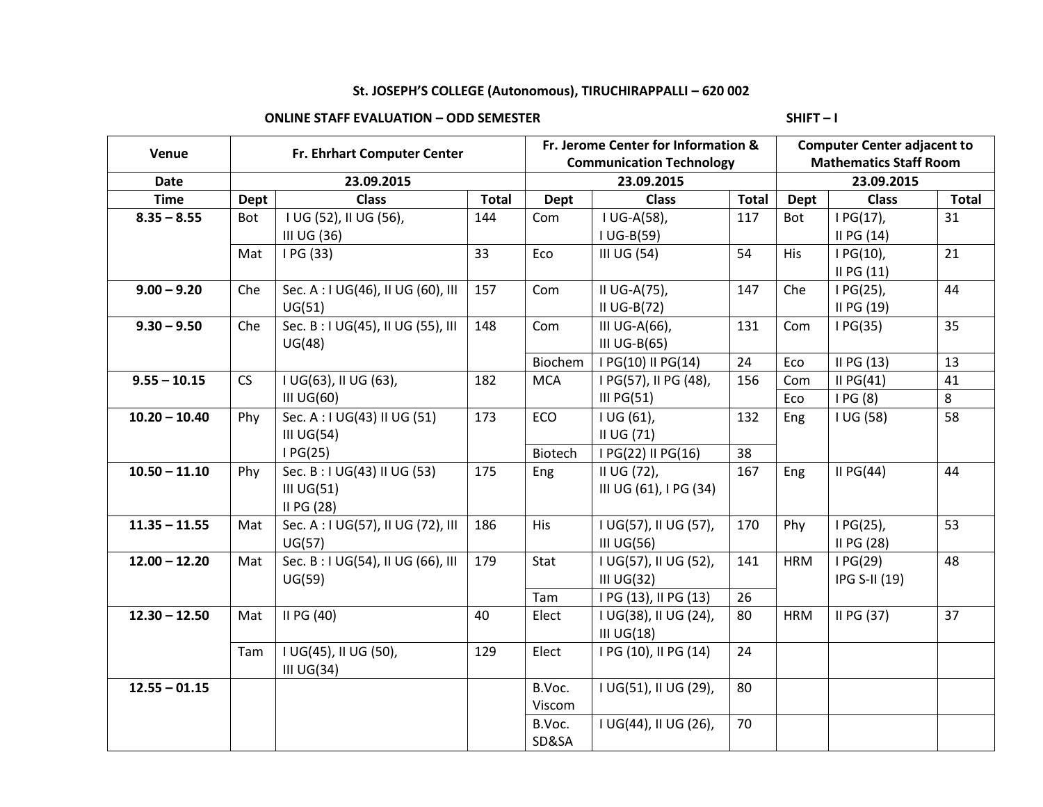**St. JOSEPH'S COLLEGE (Autonomous), TIRUCHIRAPPALLI – 620 002**

**ONLINE STAFF EVALUATION – ODD SEMESTER** **SHIFT – I**

| Venue | Fr. Ehrhart Computer Center | | | Fr. Jerome Center for Information & Communication Technology | | | Computer Center adjacent to Mathematics Staff Room | | |
|---|---|---|---|---|---|---|---|---|---|
| **Date** | **23.09.2015** | | | **23.09.2015** | | | **23.09.2015** | | |
| **Time** | **Dept** | **Class** | **Total** | **Dept** | **Class** | **Total** | **Dept** | **Class** | **Total** |
| **8.35 – 8.55** | Bot | I UG (52), II UG (56), III UG (36) | 144 | Com | I UG-A(58), I UG-B(59) | 117 | Bot | I PG(17), II PG (14) | 31 |
| | Mat | I PG (33) | 33 | Eco | III UG (54) | 54 | His | I PG(10), II PG (11) | 21 |
| **9.00 – 9.20** | Che | Sec. A : I UG(46), II UG (60), III UG(51) | 157 | Com | II UG-A(75), II UG-B(72) | 147 | Che | I PG(25), II PG (19) | 44 |
| **9.30 – 9.50** | Che | Sec. B : I UG(45), II UG (55), III UG(48) | 148 | Com | III UG-A(66), III UG-B(65) | 131 | Com | I PG(35) | 35 |
| | | | | Biochem | I PG(10) II PG(14) | 24 | Eco | II PG (13) | 13 |
| **9.55 – 10.15** | CS | I UG(63), II UG (63), III UG(60) | 182 | MCA | I PG(57), II PG (48), III PG(51) | 156 | Com | II PG(41) | 41 |
| | | | | | | | Eco | I PG (8) | 8 |
| **10.20 – 10.40** | Phy | Sec. A : I UG(43) II UG (51) III UG(54) I PG(25) | 173 | ECO | I UG (61), II UG (71) | 132 | Eng | I UG (58) | 58 |
| | | | | Biotech | I PG(22) II PG(16) | 38 | | | |
| **10.50 – 11.10** | Phy | Sec. B : I UG(43) II UG (53) III UG(51) II PG (28) | 175 | Eng | II UG (72), III UG (61), I PG (34) | 167 | Eng | II PG(44) | 44 |
| **11.35 – 11.55** | Mat | Sec. A : I UG(57), II UG (72), III UG(57) | 186 | His | I UG(57), II UG (57), III UG(56) | 170 | Phy | I PG(25), II PG (28) | 53 |
| **12.00 – 12.20** | Mat | Sec. B : I UG(54), II UG (66), III UG(59) | 179 | Stat | I UG(57), II UG (52), III UG(32) | 141 | HRM | I PG(29) IPG S-II (19) | 48 |
| | | | | Tam | I PG (13), II PG (13) | 26 | | | |
| **12.30 – 12.50** | Mat | II PG (40) | 40 | Elect | I UG(38), II UG (24), III UG(18) | 80 | HRM | II PG (37) | 37 |
| | Tam | I UG(45), II UG (50), III UG(34) | 129 | Elect | I PG (10), II PG (14) | 24 | | | |
| **12.55 – 01.15** | | | | B.Voc. Viscom | I UG(51), II UG (29), | 80 | | | |
| | | | | B.Voc. SD&SA | I UG(44), II UG (26), | 70 | | | |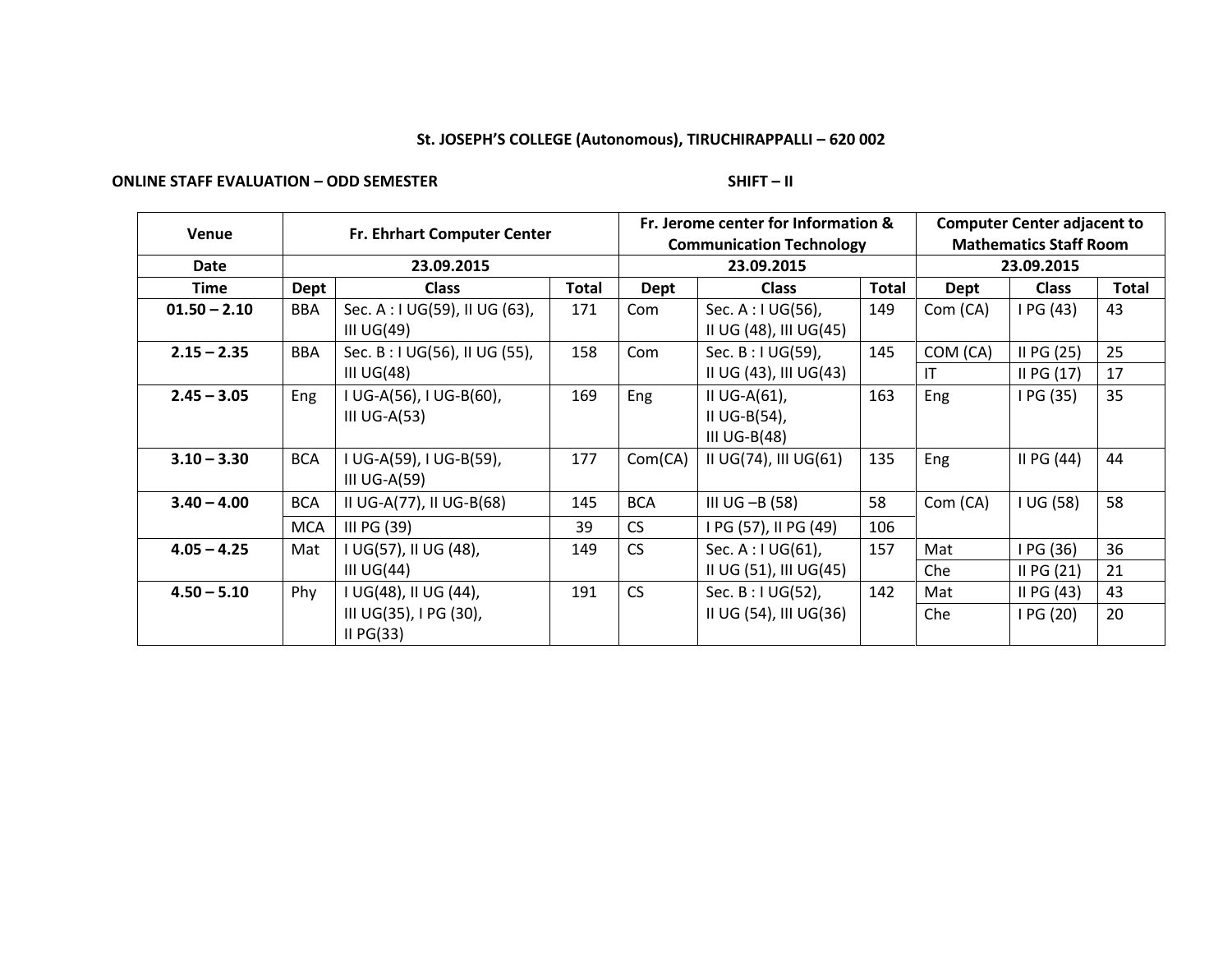**St. JOSEPH'S COLLEGE (Autonomous), TIRUCHIRAPPALLI – 620 002**

**ONLINE STAFF EVALUATION – ODD SEMESTER** **SHIFT – II**

| Venue | Fr. Ehrhart Computer Center | | | Fr. Jerome center for Information & Communication Technology | | | Computer Center adjacent to Mathematics Staff Room | | |
|---|---|---|---|---|---|---|---|---|---|
| Date | 23.09.2015 | | | 23.09.2015 | | | 23.09.2015 | | |
| Time | Dept | Class | Total | Dept | Class | Total | Dept | Class | Total |
| 01.50 – 2.10 | BBA | Sec. A : I UG(59), II UG (63), III UG(49) | 171 | Com | Sec. A : I UG(56), II UG (48), III UG(45) | 149 | Com (CA) | I PG (43) | 43 |
| 2.15 – 2.35 | BBA | Sec. B : I UG(56), II UG (55), III UG(48) | 158 | Com | Sec. B : I UG(59), II UG (43), III UG(43) | 145 | COM (CA) | II PG (25) | 25 |
| | | | | | | | IT | II PG (17) | 17 |
| 2.45 – 3.05 | Eng | I UG-A(56), I UG-B(60), III UG-A(53) | 169 | Eng | II UG-A(61), II UG-B(54), III UG-B(48) | 163 | Eng | I PG (35) | 35 |
| 3.10 – 3.30 | BCA | I UG-A(59), I UG-B(59), III UG-A(59) | 177 | Com(CA) | II UG(74), III UG(61) | 135 | Eng | II PG (44) | 44 |
| 3.40 – 4.00 | BCA | II UG-A(77), II UG-B(68) | 145 | BCA | III UG –B (58) | 58 | Com (CA) | I UG (58) | 58 |
| | MCA | III PG (39) | 39 | CS | I PG (57), II PG (49) | 106 | | | |
| 4.05 – 4.25 | Mat | I UG(57), II UG (48), III UG(44) | 149 | CS | Sec. A : I UG(61), II UG (51), III UG(45) | 157 | Mat | I PG (36) | 36 |
| | | | | | | | Che | II PG (21) | 21 |
| 4.50 – 5.10 | Phy | I UG(48), II UG (44), III UG(35), I PG (30), II PG(33) | 191 | CS | Sec. B : I UG(52), II UG (54), III UG(36) | 142 | Mat | II PG (43) | 43 |
| | | | | | | | Che | I PG (20) | 20 |